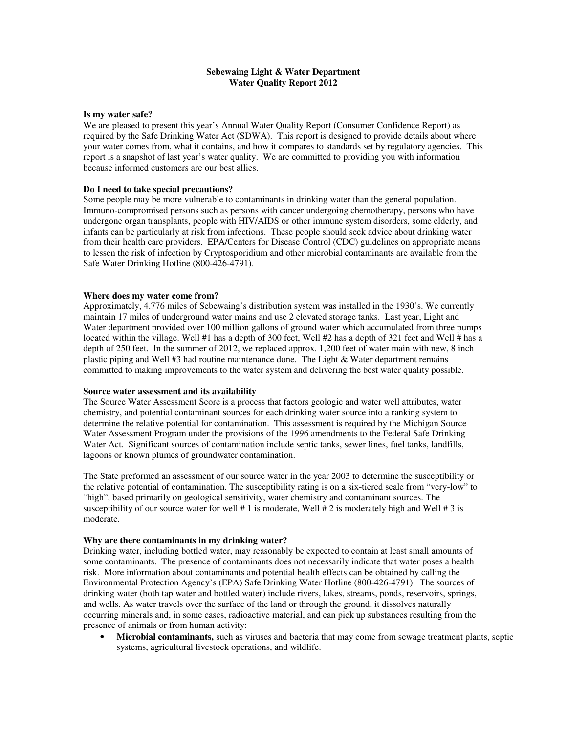**Sebewaing Light & Water Department**
**Water Quality Report 2012**

**Is my water safe?**

We are pleased to present this year's Annual Water Quality Report (Consumer Confidence Report) as required by the Safe Drinking Water Act (SDWA). This report is designed to provide details about where your water comes from, what it contains, and how it compares to standards set by regulatory agencies. This report is a snapshot of last year's water quality. We are committed to providing you with information because informed customers are our best allies.

**Do I need to take special precautions?**

Some people may be more vulnerable to contaminants in drinking water than the general population. Immuno-compromised persons such as persons with cancer undergoing chemotherapy, persons who have undergone organ transplants, people with HIV/AIDS or other immune system disorders, some elderly, and infants can be particularly at risk from infections. These people should seek advice about drinking water from their health care providers. EPA/Centers for Disease Control (CDC) guidelines on appropriate means to lessen the risk of infection by Cryptosporidium and other microbial contaminants are available from the Safe Water Drinking Hotline (800-426-4791).

**Where does my water come from?**

Approximately, 4.776 miles of Sebewaing's distribution system was installed in the 1930's. We currently maintain 17 miles of underground water mains and use 2 elevated storage tanks. Last year, Light and Water department provided over 100 million gallons of ground water which accumulated from three pumps located within the village. Well #1 has a depth of 300 feet, Well #2 has a depth of 321 feet and Well # has a depth of 250 feet. In the summer of 2012, we replaced approx. 1,200 feet of water main with new, 8 inch plastic piping and Well #3 had routine maintenance done. The Light & Water department remains committed to making improvements to the water system and delivering the best water quality possible.

**Source water assessment and its availability**

The Source Water Assessment Score is a process that factors geologic and water well attributes, water chemistry, and potential contaminant sources for each drinking water source into a ranking system to determine the relative potential for contamination. This assessment is required by the Michigan Source Water Assessment Program under the provisions of the 1996 amendments to the Federal Safe Drinking Water Act. Significant sources of contamination include septic tanks, sewer lines, fuel tanks, landfills, lagoons or known plumes of groundwater contamination.

The State preformed an assessment of our source water in the year 2003 to determine the susceptibility or the relative potential of contamination. The susceptibility rating is on a six-tiered scale from "very-low" to "high", based primarily on geological sensitivity, water chemistry and contaminant sources. The susceptibility of our source water for well # 1 is moderate, Well # 2 is moderately high and Well # 3 is moderate.

**Why are there contaminants in my drinking water?**

Drinking water, including bottled water, may reasonably be expected to contain at least small amounts of some contaminants. The presence of contaminants does not necessarily indicate that water poses a health risk. More information about contaminants and potential health effects can be obtained by calling the Environmental Protection Agency's (EPA) Safe Drinking Water Hotline (800-426-4791). The sources of drinking water (both tap water and bottled water) include rivers, lakes, streams, ponds, reservoirs, springs, and wells. As water travels over the surface of the land or through the ground, it dissolves naturally occurring minerals and, in some cases, radioactive material, and can pick up substances resulting from the presence of animals or from human activity:

- **Microbial contaminants,** such as viruses and bacteria that may come from sewage treatment plants, septic systems, agricultural livestock operations, and wildlife.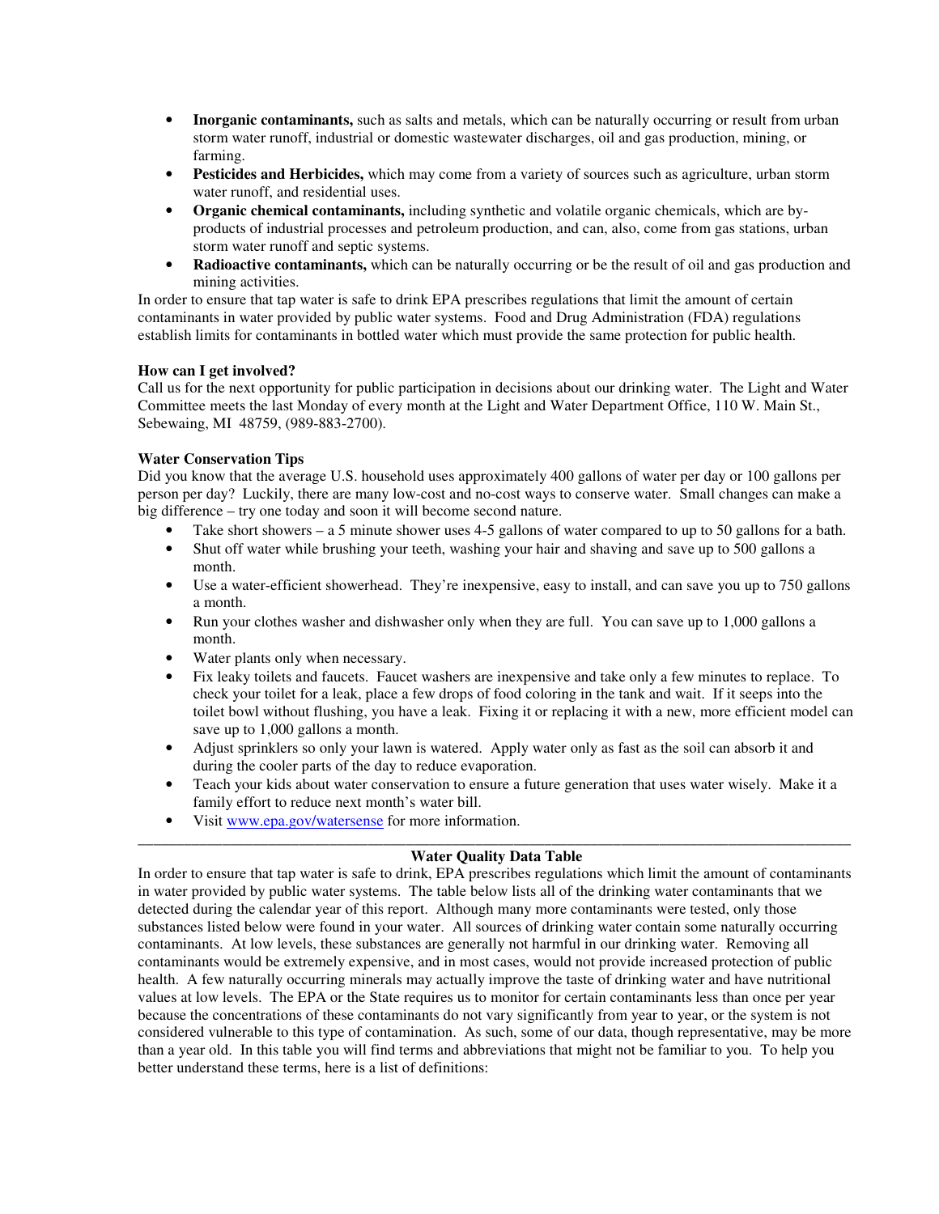- **Inorganic contaminants,** such as salts and metals, which can be naturally occurring or result from urban storm water runoff, industrial or domestic wastewater discharges, oil and gas production, mining, or farming.
- **Pesticides and Herbicides,** which may come from a variety of sources such as agriculture, urban storm water runoff, and residential uses.
- **Organic chemical contaminants,** including synthetic and volatile organic chemicals, which are by-products of industrial processes and petroleum production, and can, also, come from gas stations, urban storm water runoff and septic systems.
- **Radioactive contaminants,** which can be naturally occurring or be the result of oil and gas production and mining activities.

In order to ensure that tap water is safe to drink EPA prescribes regulations that limit the amount of certain contaminants in water provided by public water systems. Food and Drug Administration (FDA) regulations establish limits for contaminants in bottled water which must provide the same protection for public health.

**How can I get involved?**
Call us for the next opportunity for public participation in decisions about our drinking water. The Light and Water Committee meets the last Monday of every month at the Light and Water Department Office, 110 W. Main St., Sebewaing, MI 48759, (989-883-2700).

**Water Conservation Tips**
Did you know that the average U.S. household uses approximately 400 gallons of water per day or 100 gallons per person per day? Luckily, there are many low-cost and no-cost ways to conserve water. Small changes can make a big difference – try one today and soon it will become second nature.

- Take short showers – a 5 minute shower uses 4-5 gallons of water compared to up to 50 gallons for a bath.
- Shut off water while brushing your teeth, washing your hair and shaving and save up to 500 gallons a month.
- Use a water-efficient showerhead. They're inexpensive, easy to install, and can save you up to 750 gallons a month.
- Run your clothes washer and dishwasher only when they are full. You can save up to 1,000 gallons a month.
- Water plants only when necessary.
- Fix leaky toilets and faucets. Faucet washers are inexpensive and take only a few minutes to replace. To check your toilet for a leak, place a few drops of food coloring in the tank and wait. If it seeps into the toilet bowl without flushing, you have a leak. Fixing it or replacing it with a new, more efficient model can save up to 1,000 gallons a month.
- Adjust sprinklers so only your lawn is watered. Apply water only as fast as the soil can absorb it and during the cooler parts of the day to reduce evaporation.
- Teach your kids about water conservation to ensure a future generation that uses water wisely. Make it a family effort to reduce next month's water bill.
- Visit www.epa.gov/watersense for more information.

---

**Water Quality Data Table**

In order to ensure that tap water is safe to drink, EPA prescribes regulations which limit the amount of contaminants in water provided by public water systems. The table below lists all of the drinking water contaminants that we detected during the calendar year of this report. Although many more contaminants were tested, only those substances listed below were found in your water. All sources of drinking water contain some naturally occurring contaminants. At low levels, these substances are generally not harmful in our drinking water. Removing all contaminants would be extremely expensive, and in most cases, would not provide increased protection of public health. A few naturally occurring minerals may actually improve the taste of drinking water and have nutritional values at low levels. The EPA or the State requires us to monitor for certain contaminants less than once per year because the concentrations of these contaminants do not vary significantly from year to year, or the system is not considered vulnerable to this type of contamination. As such, some of our data, though representative, may be more than a year old. In this table you will find terms and abbreviations that might not be familiar to you. To help you better understand these terms, here is a list of definitions: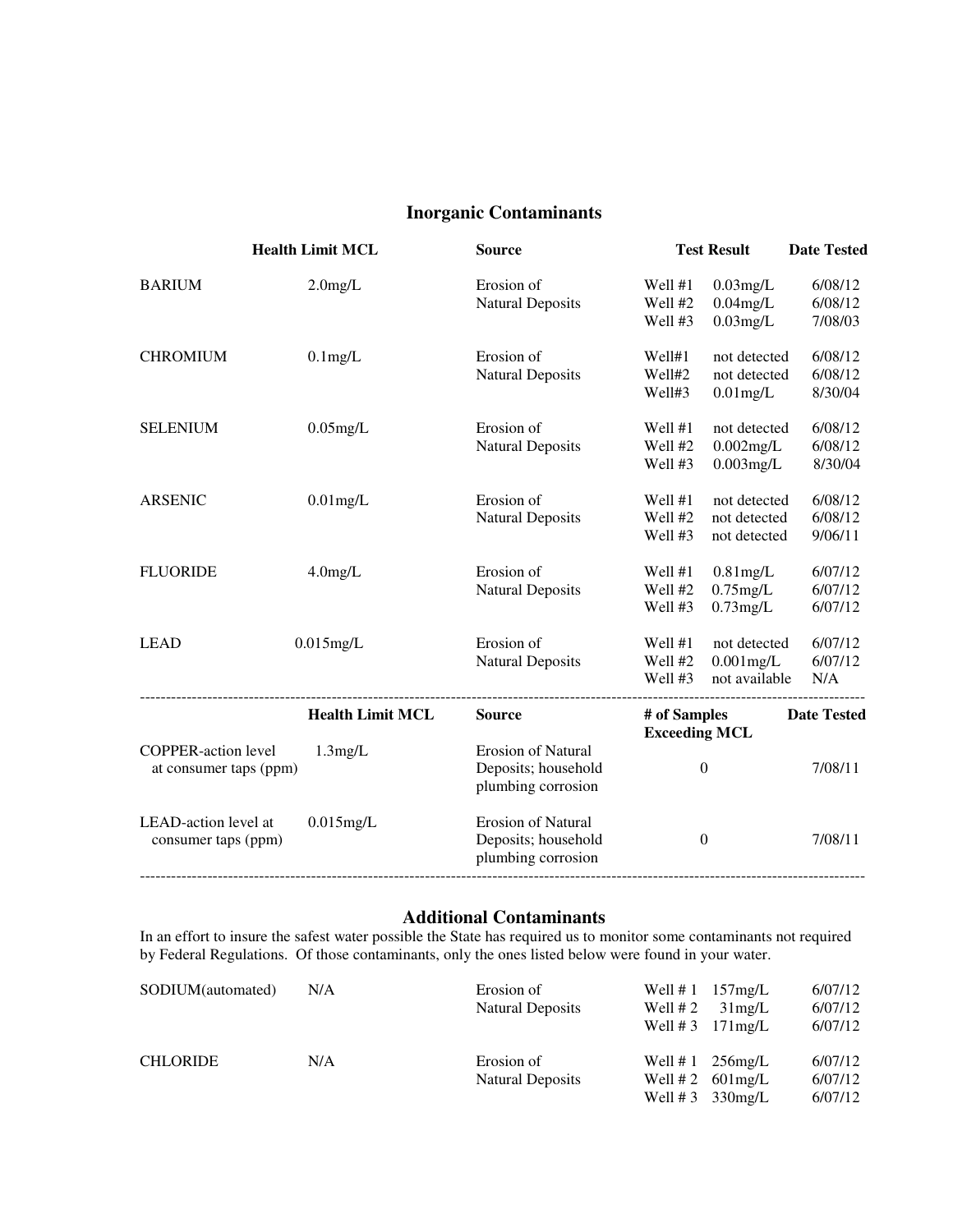## Inorganic Contaminants

| | Health Limit MCL | Source | Test Result | | Date Tested |
|---|---|---|---|---|---|
| BARIUM | 2.0mg/L | Erosion of Natural Deposits | Well #1 | 0.03mg/L | 6/08/12 |
| | | | Well #2 | 0.04mg/L | 6/08/12 |
| | | | Well #3 | 0.03mg/L | 7/08/03 |
| CHROMIUM | 0.1mg/L | Erosion of Natural Deposits | Well#1 | not detected | 6/08/12 |
| | | | Well#2 | not detected | 6/08/12 |
| | | | Well#3 | 0.01mg/L | 8/30/04 |
| SELENIUM | 0.05mg/L | Erosion of Natural Deposits | Well #1 | not detected | 6/08/12 |
| | | | Well #2 | 0.002mg/L | 6/08/12 |
| | | | Well #3 | 0.003mg/L | 8/30/04 |
| ARSENIC | 0.01mg/L | Erosion of Natural Deposits | Well #1 | not detected | 6/08/12 |
| | | | Well #2 | not detected | 6/08/12 |
| | | | Well #3 | not detected | 9/06/11 |
| FLUORIDE | 4.0mg/L | Erosion of Natural Deposits | Well #1 | 0.81mg/L | 6/07/12 |
| | | | Well #2 | 0.75mg/L | 6/07/12 |
| | | | Well #3 | 0.73mg/L | 6/07/12 |
| LEAD | 0.015mg/L | Erosion of Natural Deposits | Well #1 | not detected | 6/07/12 |
| | | | Well #2 | 0.001mg/L | 6/07/12 |
| | | | Well #3 | not available | N/A |

| | Health Limit MCL | Source | # of Samples Exceeding MCL | Date Tested |
|---|---|---|---|---|
| COPPER-action level at consumer taps (ppm) | 1.3mg/L | Erosion of Natural Deposits; household plumbing corrosion | 0 | 7/08/11 |
| LEAD-action level at consumer taps (ppm) | 0.015mg/L | Erosion of Natural Deposits; household plumbing corrosion | 0 | 7/08/11 |

## Additional Contaminants

In an effort to insure the safest water possible the State has required us to monitor some contaminants not required by Federal Regulations. Of those contaminants, only the ones listed below were found in your water.

| | | Source | Test Result | | Date Tested |
|---|---|---|---|---|---|
| SODIUM(automated) | N/A | Erosion of Natural Deposits | Well # 1 | 157mg/L | 6/07/12 |
| | | | Well # 2 | 31mg/L | 6/07/12 |
| | | | Well # 3 | 171mg/L | 6/07/12 |
| CHLORIDE | N/A | Erosion of Natural Deposits | Well # 1 | 256mg/L | 6/07/12 |
| | | | Well # 2 | 601mg/L | 6/07/12 |
| | | | Well # 3 | 330mg/L | 6/07/12 |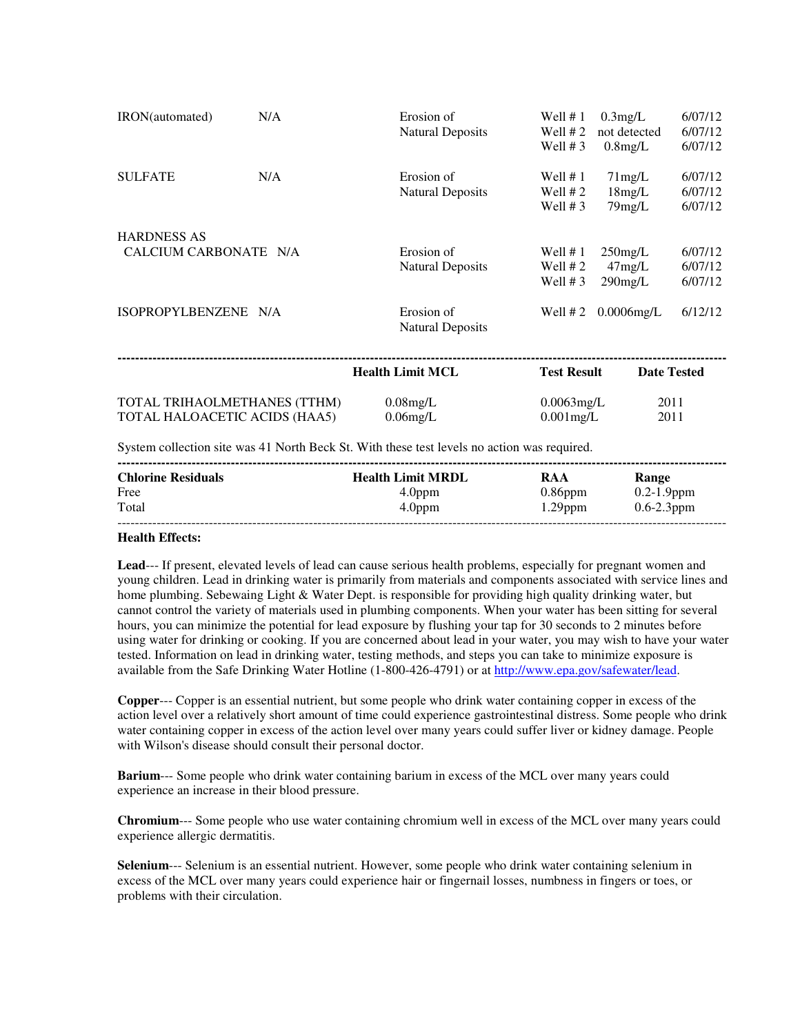| | | | | | |
|---|---|---|---|---|---|
| IRON(automated) | N/A | Erosion of Natural Deposits | Well # 1 | 0.3mg/L | 6/07/12 |
| | | | Well # 2 | not detected | 6/07/12 |
| | | | Well # 3 | 0.8mg/L | 6/07/12 |
| SULFATE | N/A | Erosion of Natural Deposits | Well # 1 | 71mg/L | 6/07/12 |
| | | | Well # 2 | 18mg/L | 6/07/12 |
| | | | Well # 3 | 79mg/L | 6/07/12 |
| HARDNESS AS CALCIUM CARBONATE | N/A | Erosion of Natural Deposits | Well # 1 | 250mg/L | 6/07/12 |
| | | | Well # 2 | 47mg/L | 6/07/12 |
| | | | Well # 3 | 290mg/L | 6/07/12 |
| ISOPROPYLBENZENE | N/A | Erosion of Natural Deposits | Well # 2 | 0.0006mg/L | 6/12/12 |

| | Health Limit MCL | Test Result | Date Tested |
|---|---|---|---|
| TOTAL TRIHAOLMETHANES (TTHM) | 0.08mg/L | 0.0063mg/L | 2011 |
| TOTAL HALOACETIC ACIDS (HAA5) | 0.06mg/L | 0.001mg/L | 2011 |

System collection site was 41 North Beck St. With these test levels no action was required.

| Chlorine Residuals | Health Limit MRDL | RAA | Range |
|---|---|---|---|
| Free | 4.0ppm | 0.86ppm | 0.2-1.9ppm |
| Total | 4.0ppm | 1.29ppm | 0.6-2.3ppm |

**Health Effects:**

**Lead**--- If present, elevated levels of lead can cause serious health problems, especially for pregnant women and young children. Lead in drinking water is primarily from materials and components associated with service lines and home plumbing. Sebewaing Light & Water Dept. is responsible for providing high quality drinking water, but cannot control the variety of materials used in plumbing components. When your water has been sitting for several hours, you can minimize the potential for lead exposure by flushing your tap for 30 seconds to 2 minutes before using water for drinking or cooking. If you are concerned about lead in your water, you may wish to have your water tested. Information on lead in drinking water, testing methods, and steps you can take to minimize exposure is available from the Safe Drinking Water Hotline (1-800-426-4791) or at http://www.epa.gov/safewater/lead.

**Copper**--- Copper is an essential nutrient, but some people who drink water containing copper in excess of the action level over a relatively short amount of time could experience gastrointestinal distress. Some people who drink water containing copper in excess of the action level over many years could suffer liver or kidney damage. People with Wilson's disease should consult their personal doctor.

**Barium**--- Some people who drink water containing barium in excess of the MCL over many years could experience an increase in their blood pressure.

**Chromium**--- Some people who use water containing chromium well in excess of the MCL over many years could experience allergic dermatitis.

**Selenium**--- Selenium is an essential nutrient. However, some people who drink water containing selenium in excess of the MCL over many years could experience hair or fingernail losses, numbness in fingers or toes, or problems with their circulation.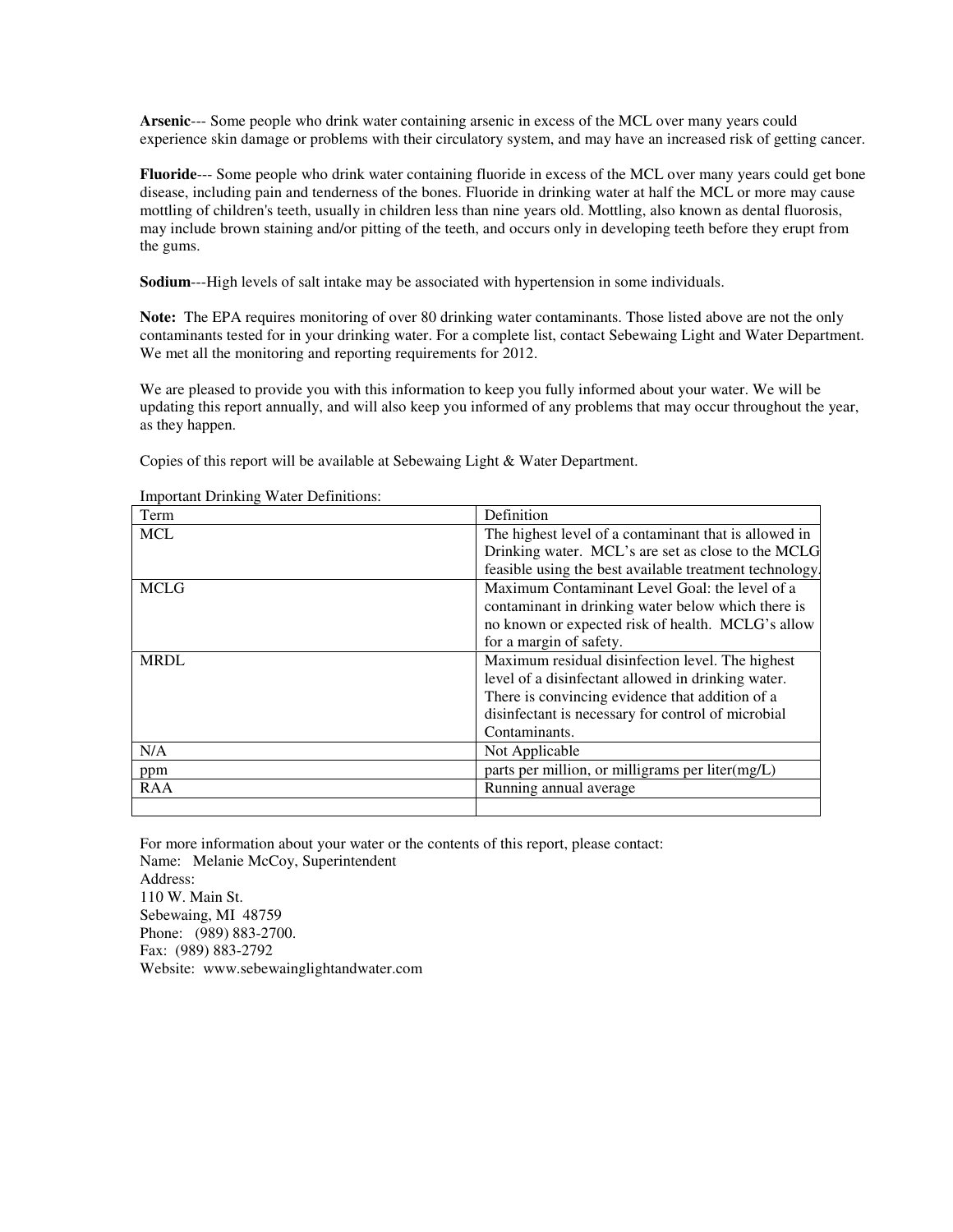**Arsenic**--- Some people who drink water containing arsenic in excess of the MCL over many years could experience skin damage or problems with their circulatory system, and may have an increased risk of getting cancer.

**Fluoride**--- Some people who drink water containing fluoride in excess of the MCL over many years could get bone disease, including pain and tenderness of the bones. Fluoride in drinking water at half the MCL or more may cause mottling of children's teeth, usually in children less than nine years old. Mottling, also known as dental fluorosis, may include brown staining and/or pitting of the teeth, and occurs only in developing teeth before they erupt from the gums.

**Sodium**---High levels of salt intake may be associated with hypertension in some individuals.

**Note:** The EPA requires monitoring of over 80 drinking water contaminants. Those listed above are not the only contaminants tested for in your drinking water. For a complete list, contact Sebewaing Light and Water Department. We met all the monitoring and reporting requirements for 2012.

We are pleased to provide you with this information to keep you fully informed about your water. We will be updating this report annually, and will also keep you informed of any problems that may occur throughout the year, as they happen.

Copies of this report will be available at Sebewaing Light & Water Department.

Important Drinking Water Definitions:

| Term | Definition |
|---|---|
| MCL | The highest level of a contaminant that is allowed in Drinking water. MCL's are set as close to the MCLG feasible using the best available treatment technology. |
| MCLG | Maximum Contaminant Level Goal: the level of a contaminant in drinking water below which there is no known or expected risk of health. MCLG's allow for a margin of safety. |
| MRDL | Maximum residual disinfection level. The highest level of a disinfectant allowed in drinking water. There is convincing evidence that addition of a disinfectant is necessary for control of microbial Contaminants. |
| N/A | Not Applicable |
| ppm | parts per million, or milligrams per liter(mg/L) |
| RAA | Running annual average |
| | |

For more information about your water or the contents of this report, please contact:  
Name: Melanie McCoy, Superintendent  
Address:  
110 W. Main St.  
Sebewaing, MI 48759  
Phone: (989) 883-2700.  
Fax: (989) 883-2792  
Website: www.sebewainglightandwater.com